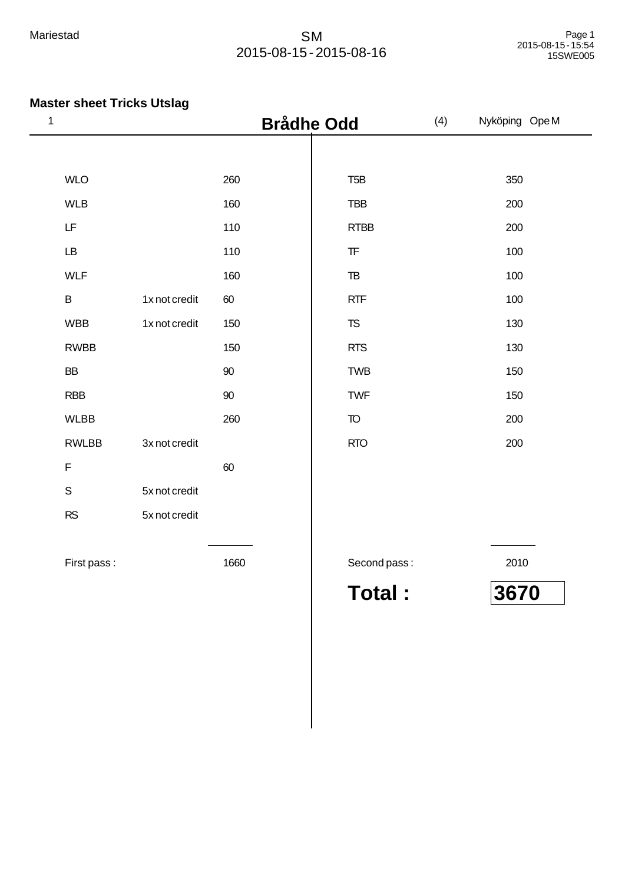Mariestad

SM
2015-08-15 - 2015-08-16

## Master sheet Tricks Utslag

1 **Brådhe Odd** (4) Nyköping Ope M

| Trick | Note | Points | Trick | Points |
|---|---|---|---|---|
| WLO | | 260 | T5B | 350 |
| WLB | | 160 | TBB | 200 |
| LF | | 110 | RTBB | 200 |
| LB | | 110 | TF | 100 |
| WLF | | 160 | TB | 100 |
| B | 1x not credit | 60 | RTF | 100 |
| WBB | 1x not credit | 150 | TS | 130 |
| RWBB | | 150 | RTS | 130 |
| BB | | 90 | TWB | 150 |
| RBB | | 90 | TWF | 150 |
| WLBB | | 260 | TO | 200 |
| RWLBB | 3x not credit | | RTO | 200 |
| F | | 60 | | |
| S | 5x not credit | | | |
| RS | 5x not credit | | | |
| First pass : | | 1660 | Second pass : | 2010 |

**Total : 3670**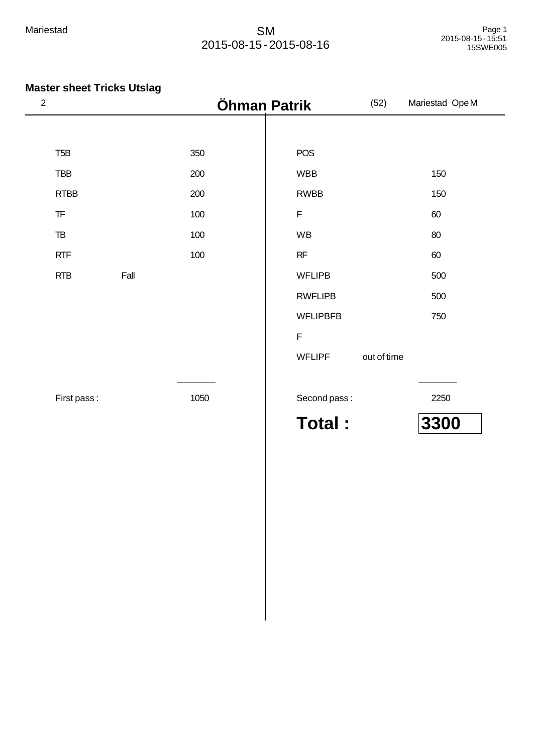Mariestad

SM
2015-08-15 - 2015-08-16

## Master sheet Tricks Utslag

2 **Öhman Patrik** (52) Mariestad Ope M

| First pass | | | Second pass | | |
|---|---|---|---|---|---|
| T5B | | 350 | POS | | |
| TBB | | 200 | WBB | | 150 |
| RTBB | | 200 | RWBB | | 150 |
| TF | | 100 | F | | 60 |
| TB | | 100 | WB | | 80 |
| RTF | | 100 | RF | | 60 |
| RTB | Fall | | WFLIPB | | 500 |
| | | | RWFLIPB | | 500 |
| | | | WFLIPBFB | | 750 |
| | | | F | | |
| | | | WFLIPF | out of time | |
| First pass : | | 1050 | Second pass : | | 2250 |

**Total : 3300**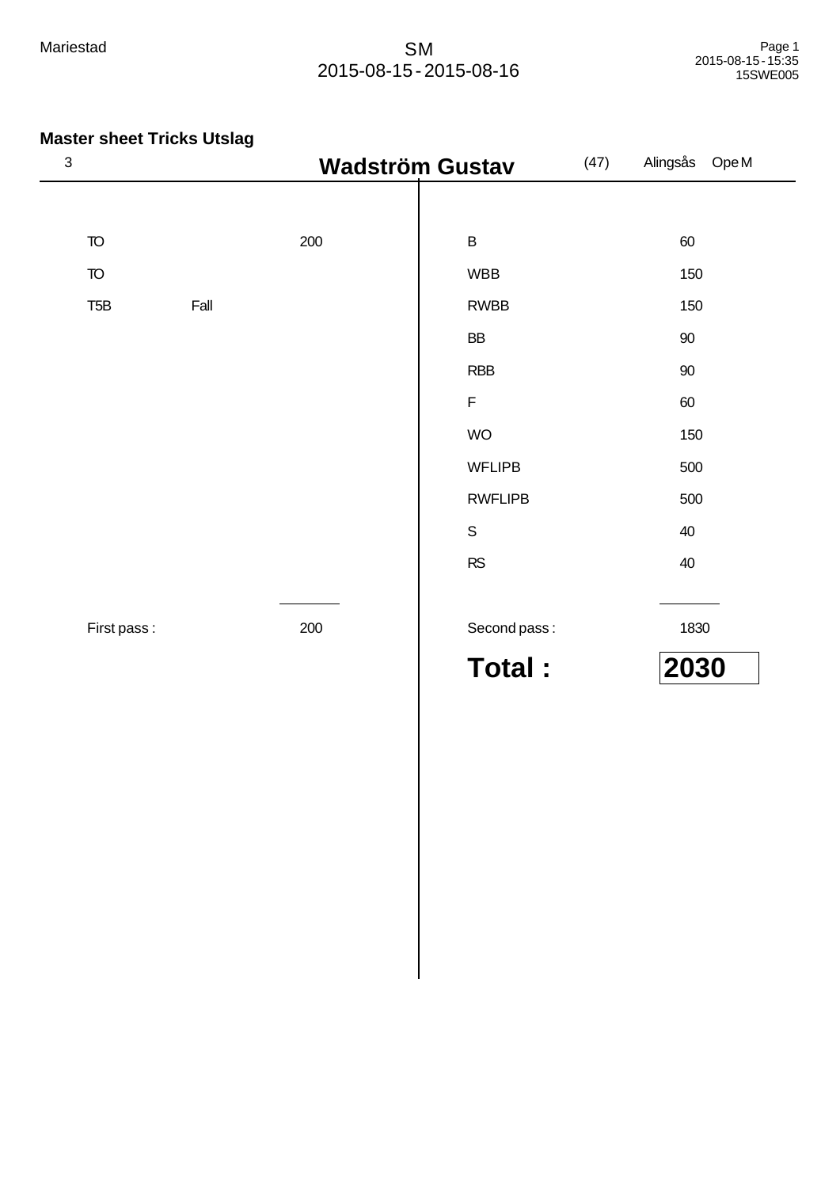Mariestad

SM
2015-08-15 - 2015-08-16

### Master sheet Tricks Utslag

3 **Wadström Gustav** (47) Alingsås Ope M

| First pass | | | Second pass | |
|---|---|---|---|---|
| TO | | 200 | B | 60 |
| TO | | | WBB | 150 |
| T5B | Fall | | RWBB | 150 |
| | | | BB | 90 |
| | | | RBB | 90 |
| | | | F | 60 |
| | | | WO | 150 |
| | | | WFLIPB | 500 |
| | | | RWFLIPB | 500 |
| | | | S | 40 |
| | | | RS | 40 |
| First pass : | | 200 | Second pass : | 1830 |

**Total : 2030**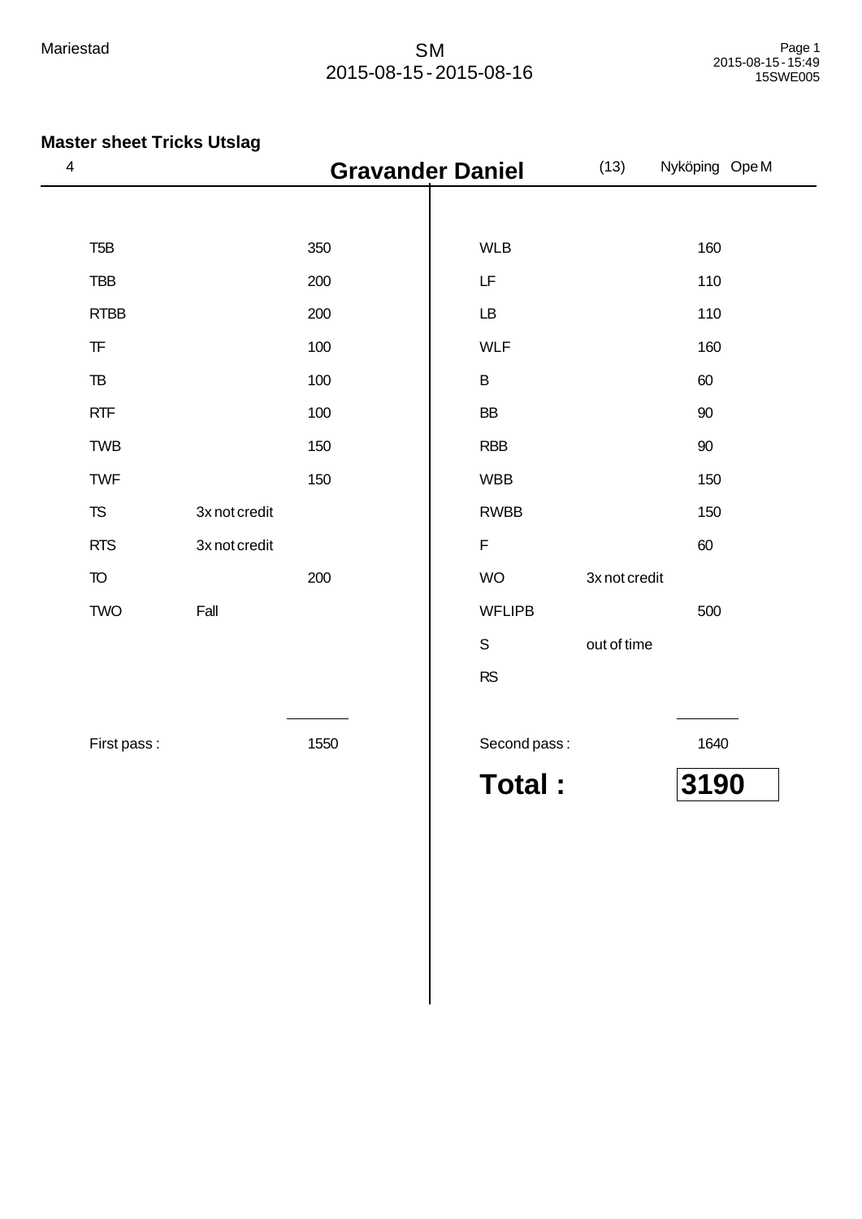Mariestad

SM
2015-08-15 - 2015-08-16

## Master sheet Tricks Utslag

4 **Gravander Daniel** (13) Nyköping Ope M

| Trick | Note | Points | Trick | Note | Points |
|---|---|---|---|---|---|
| T5B | | 350 | WLB | | 160 |
| TBB | | 200 | LF | | 110 |
| RTBB | | 200 | LB | | 110 |
| TF | | 100 | WLF | | 160 |
| TB | | 100 | B | | 60 |
| RTF | | 100 | BB | | 90 |
| TWB | | 150 | RBB | | 90 |
| TWF | | 150 | WBB | | 150 |
| TS | 3x not credit | | RWBB | | 150 |
| RTS | 3x not credit | | F | | 60 |
| TO | | 200 | WO | 3x not credit | |
| TWO | Fall | | WFLIPB | | 500 |
| | | | S | out of time | |
| | | | RS | | |
| First pass : | | 1550 | Second pass : | | 1640 |

**Total : 3190**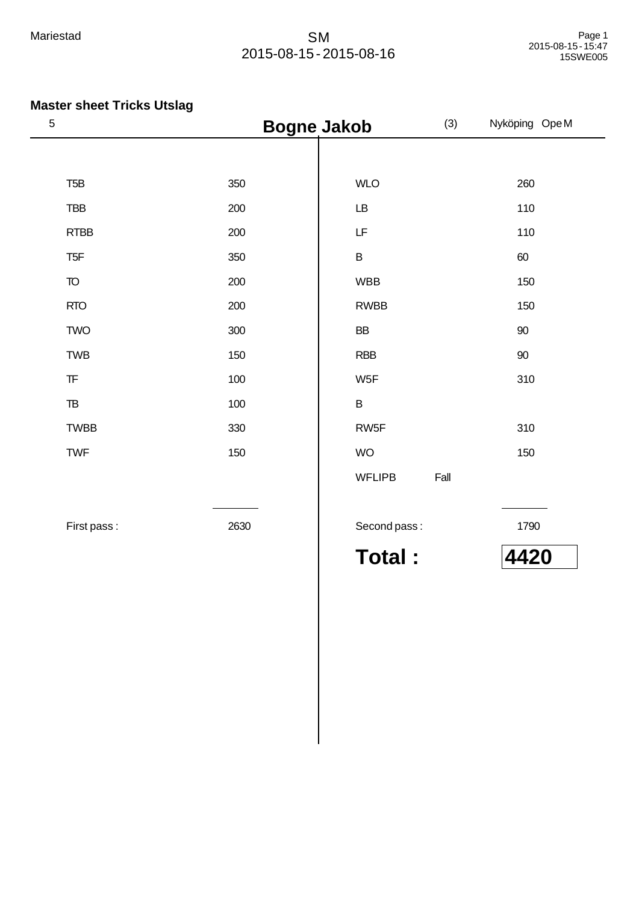## Master sheet Tricks Utslag

5 **Bogne Jakob** (3) Nyköping Ope M

| | | | | |
|---|---|---|---|---|
| T5B | 350 | WLO | | 260 |
| TBB | 200 | LB | | 110 |
| RTBB | 200 | LF | | 110 |
| T5F | 350 | B | | 60 |
| TO | 200 | WBB | | 150 |
| RTO | 200 | RWBB | | 150 |
| TWO | 300 | BB | | 90 |
| TWB | 150 | RBB | | 90 |
| TF | 100 | W5F | | 310 |
| TB | 100 | B | | |
| TWBB | 330 | RW5F | | 310 |
| TWF | 150 | WO | | 150 |
| | | WFLIPB | Fall | |
| First pass : | 2630 | Second pass : | | 1790 |

**Total : 4420**